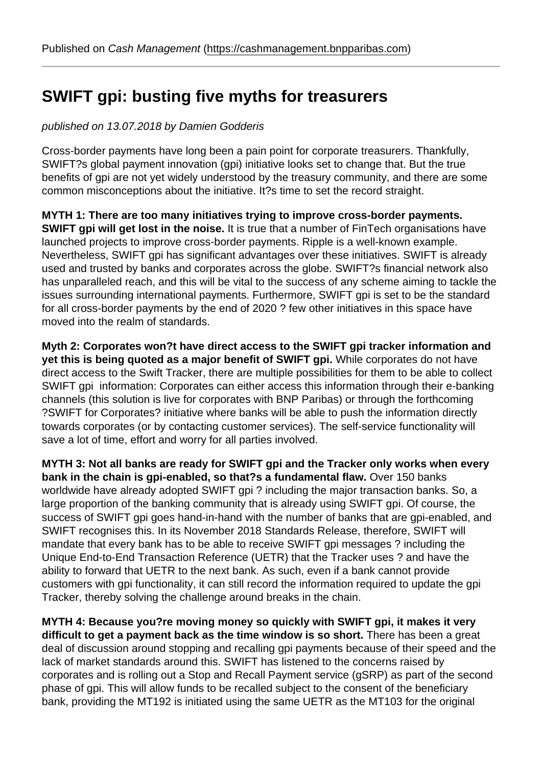Published on *Cash Management* (https://cashmanagement.bnpparibas.com)

# SWIFT gpi: busting five myths for treasurers

*published on 13.07.2018 by Damien Godderis*

Cross-border payments have long been a pain point for corporate treasurers. Thankfully, SWIFT?s global payment innovation (gpi) initiative looks set to change that. But the true benefits of gpi are not yet widely understood by the treasury community, and there are some common misconceptions about the initiative. It?s time to set the record straight.

**MYTH 1: There are too many initiatives trying to improve cross-border payments. SWIFT gpi will get lost in the noise.** It is true that a number of FinTech organisations have launched projects to improve cross-border payments. Ripple is a well-known example. Nevertheless, SWIFT gpi has significant advantages over these initiatives. SWIFT is already used and trusted by banks and corporates across the globe. SWIFT?s financial network also has unparalleled reach, and this will be vital to the success of any scheme aiming to tackle the issues surrounding international payments. Furthermore, SWIFT gpi is set to be the standard for all cross-border payments by the end of 2020 ? few other initiatives in this space have moved into the realm of standards.

**Myth 2: Corporates won?t have direct access to the SWIFT gpi tracker information and yet this is being quoted as a major benefit of SWIFT gpi.** While corporates do not have direct access to the Swift Tracker, there are multiple possibilities for them to be able to collect SWIFT gpi information: Corporates can either access this information through their e-banking channels (this solution is live for corporates with BNP Paribas) or through the forthcoming ?SWIFT for Corporates? initiative where banks will be able to push the information directly towards corporates (or by contacting customer services). The self-service functionality will save a lot of time, effort and worry for all parties involved.

**MYTH 3: Not all banks are ready for SWIFT gpi and the Tracker only works when every bank in the chain is gpi-enabled, so that?s a fundamental flaw.** Over 150 banks worldwide have already adopted SWIFT gpi ? including the major transaction banks. So, a large proportion of the banking community that is already using SWIFT gpi. Of course, the success of SWIFT gpi goes hand-in-hand with the number of banks that are gpi-enabled, and SWIFT recognises this. In its November 2018 Standards Release, therefore, SWIFT will mandate that every bank has to be able to receive SWIFT gpi messages ? including the Unique End-to-End Transaction Reference (UETR) that the Tracker uses ? and have the ability to forward that UETR to the next bank. As such, even if a bank cannot provide customers with gpi functionality, it can still record the information required to update the gpi Tracker, thereby solving the challenge around breaks in the chain.

**MYTH 4: Because you?re moving money so quickly with SWIFT gpi, it makes it very difficult to get a payment back as the time window is so short.** There has been a great deal of discussion around stopping and recalling gpi payments because of their speed and the lack of market standards around this. SWIFT has listened to the concerns raised by corporates and is rolling out a Stop and Recall Payment service (gSRP) as part of the second phase of gpi. This will allow funds to be recalled subject to the consent of the beneficiary bank, providing the MT192 is initiated using the same UETR as the MT103 for the original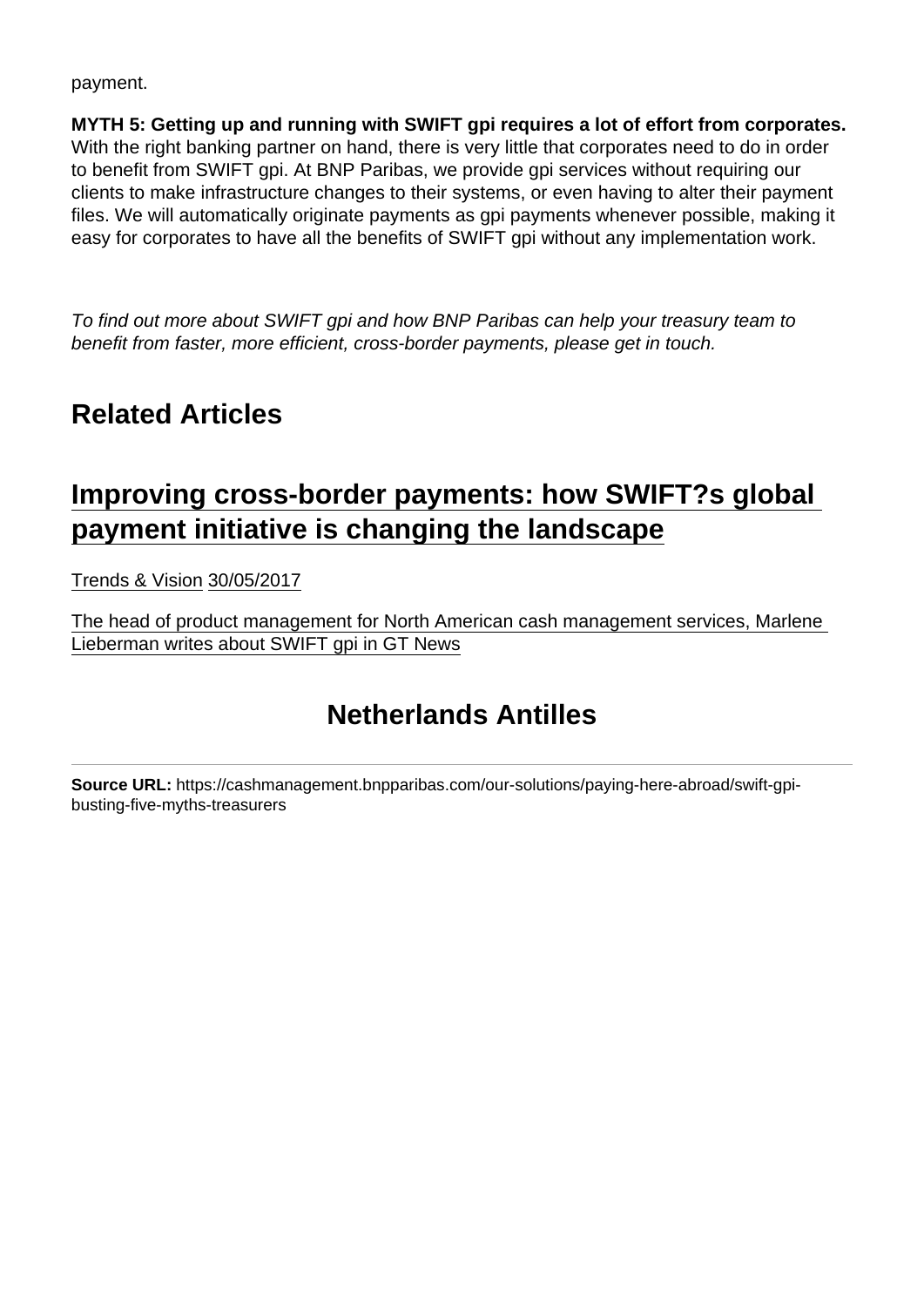payment.

**MYTH 5: Getting up and running with SWIFT gpi requires a lot of effort from corporates.** With the right banking partner on hand, there is very little that corporates need to do in order to benefit from SWIFT gpi. At BNP Paribas, we provide gpi services without requiring our clients to make infrastructure changes to their systems, or even having to alter their payment files. We will automatically originate payments as gpi payments whenever possible, making it easy for corporates to have all the benefits of SWIFT gpi without any implementation work.

*To find out more about SWIFT gpi and how BNP Paribas can help your treasury team to benefit from faster, more efficient, cross-border payments, please get in touch.*

## Related Articles

## Improving cross-border payments: how SWIFT?s global payment initiative is changing the landscape

Trends & Vision 30/05/2017

The head of product management for North American cash management services, Marlene Lieberman writes about SWIFT gpi in GT News

## Netherlands Antilles

**Source URL:** https://cashmanagement.bnpparibas.com/our-solutions/paying-here-abroad/swift-gpi-busting-five-myths-treasurers